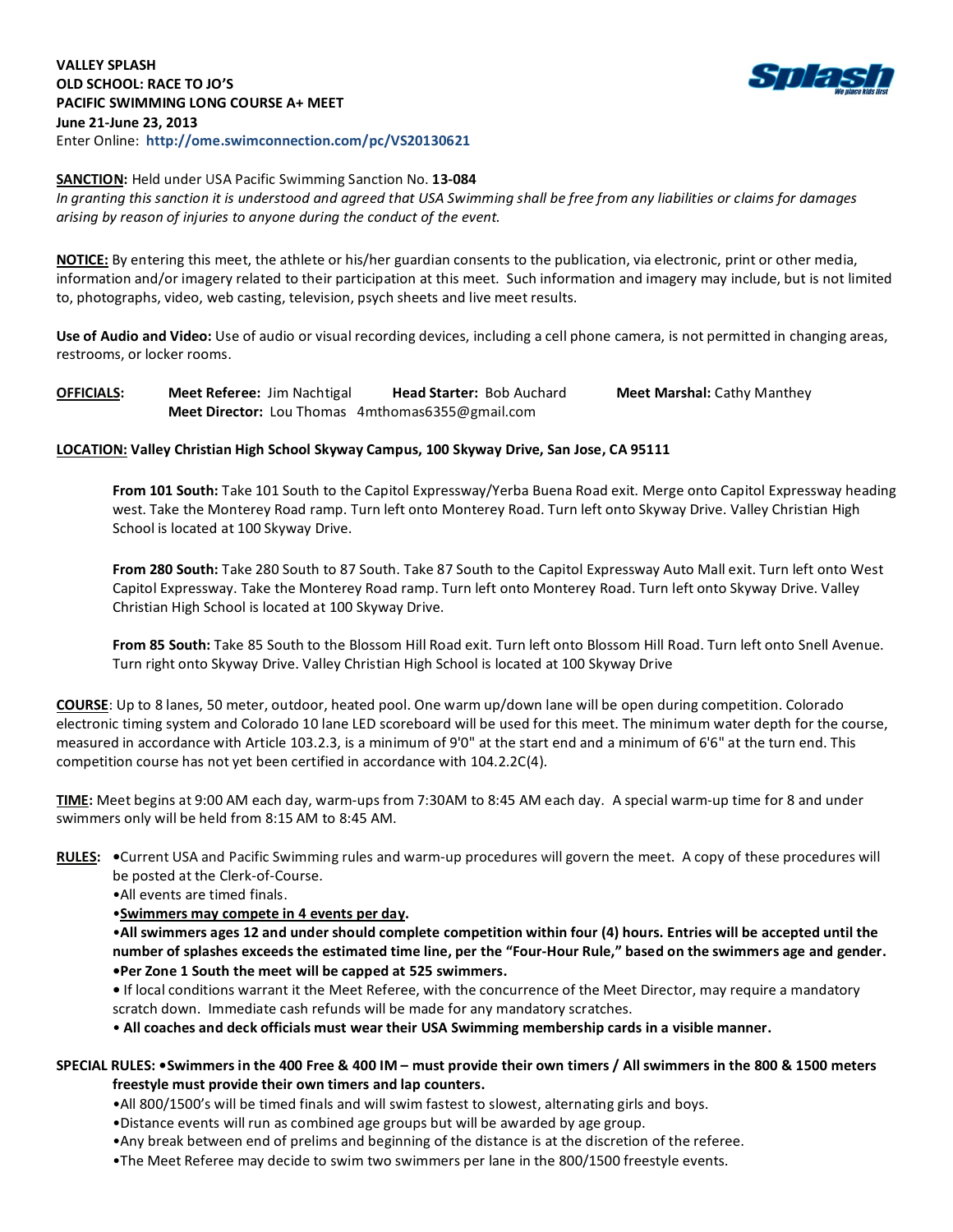**VALLEY SPLASH**
**OLD SCHOOL: RACE TO JO'S**
**PACIFIC SWIMMING LONG COURSE A+ MEET**
**June 21-June 23, 2013**
Enter Online: **http://ome.swimconnection.com/pc/VS20130621**

**SANCTION:** Held under USA Pacific Swimming Sanction No. **13-084**
*In granting this sanction it is understood and agreed that USA Swimming shall be free from any liabilities or claims for damages arising by reason of injuries to anyone during the conduct of the event.*

**NOTICE:** By entering this meet, the athlete or his/her guardian consents to the publication, via electronic, print or other media, information and/or imagery related to their participation at this meet. Such information and imagery may include, but is not limited to, photographs, video, web casting, television, psych sheets and live meet results.

**Use of Audio and Video:** Use of audio or visual recording devices, including a cell phone camera, is not permitted in changing areas, restrooms, or locker rooms.

**OFFICIALS:** **Meet Referee:** Jim Nachtigal **Head Starter:** Bob Auchard **Meet Marshal:** Cathy Manthey
**Meet Director:** Lou Thomas 4mthomas6355@gmail.com

**LOCATION: Valley Christian High School Skyway Campus, 100 Skyway Drive, San Jose, CA 95111**

**From 101 South:** Take 101 South to the Capitol Expressway/Yerba Buena Road exit. Merge onto Capitol Expressway heading west. Take the Monterey Road ramp. Turn left onto Monterey Road. Turn left onto Skyway Drive. Valley Christian High School is located at 100 Skyway Drive.

**From 280 South:** Take 280 South to 87 South. Take 87 South to the Capitol Expressway Auto Mall exit. Turn left onto West Capitol Expressway. Take the Monterey Road ramp. Turn left onto Monterey Road. Turn left onto Skyway Drive. Valley Christian High School is located at 100 Skyway Drive.

**From 85 South:** Take 85 South to the Blossom Hill Road exit. Turn left onto Blossom Hill Road. Turn left onto Snell Avenue. Turn right onto Skyway Drive. Valley Christian High School is located at 100 Skyway Drive

**COURSE**: Up to 8 lanes, 50 meter, outdoor, heated pool. One warm up/down lane will be open during competition. Colorado electronic timing system and Colorado 10 lane LED scoreboard will be used for this meet. The minimum water depth for the course, measured in accordance with Article 103.2.3, is a minimum of 9'0" at the start end and a minimum of 6'6" at the turn end. This competition course has not yet been certified in accordance with 104.2.2C(4).

**TIME:** Meet begins at 9:00 AM each day, warm-ups from 7:30AM to 8:45 AM each day. A special warm-up time for 8 and under swimmers only will be held from 8:15 AM to 8:45 AM.

**RULES:**
- Current USA and Pacific Swimming rules and warm-up procedures will govern the meet. A copy of these procedures will be posted at the Clerk-of-Course.
- All events are timed finals.
- **Swimmers may compete in 4 events per day.**
- **All swimmers ages 12 and under should complete competition within four (4) hours. Entries will be accepted until the number of splashes exceeds the estimated time line, per the "Four-Hour Rule," based on the swimmers age and gender.**
- **Per Zone 1 South the meet will be capped at 525 swimmers.**
- If local conditions warrant it the Meet Referee, with the concurrence of the Meet Director, may require a mandatory scratch down. Immediate cash refunds will be made for any mandatory scratches.
- **All coaches and deck officials must wear their USA Swimming membership cards in a visible manner.**

**SPECIAL RULES:**
- **Swimmers in the 400 Free & 400 IM – must provide their own timers / All swimmers in the 800 & 1500 meters freestyle must provide their own timers and lap counters.**
- All 800/1500's will be timed finals and will swim fastest to slowest, alternating girls and boys.
- Distance events will run as combined age groups but will be awarded by age group.
- Any break between end of prelims and beginning of the distance is at the discretion of the referee.
- The Meet Referee may decide to swim two swimmers per lane in the 800/1500 freestyle events.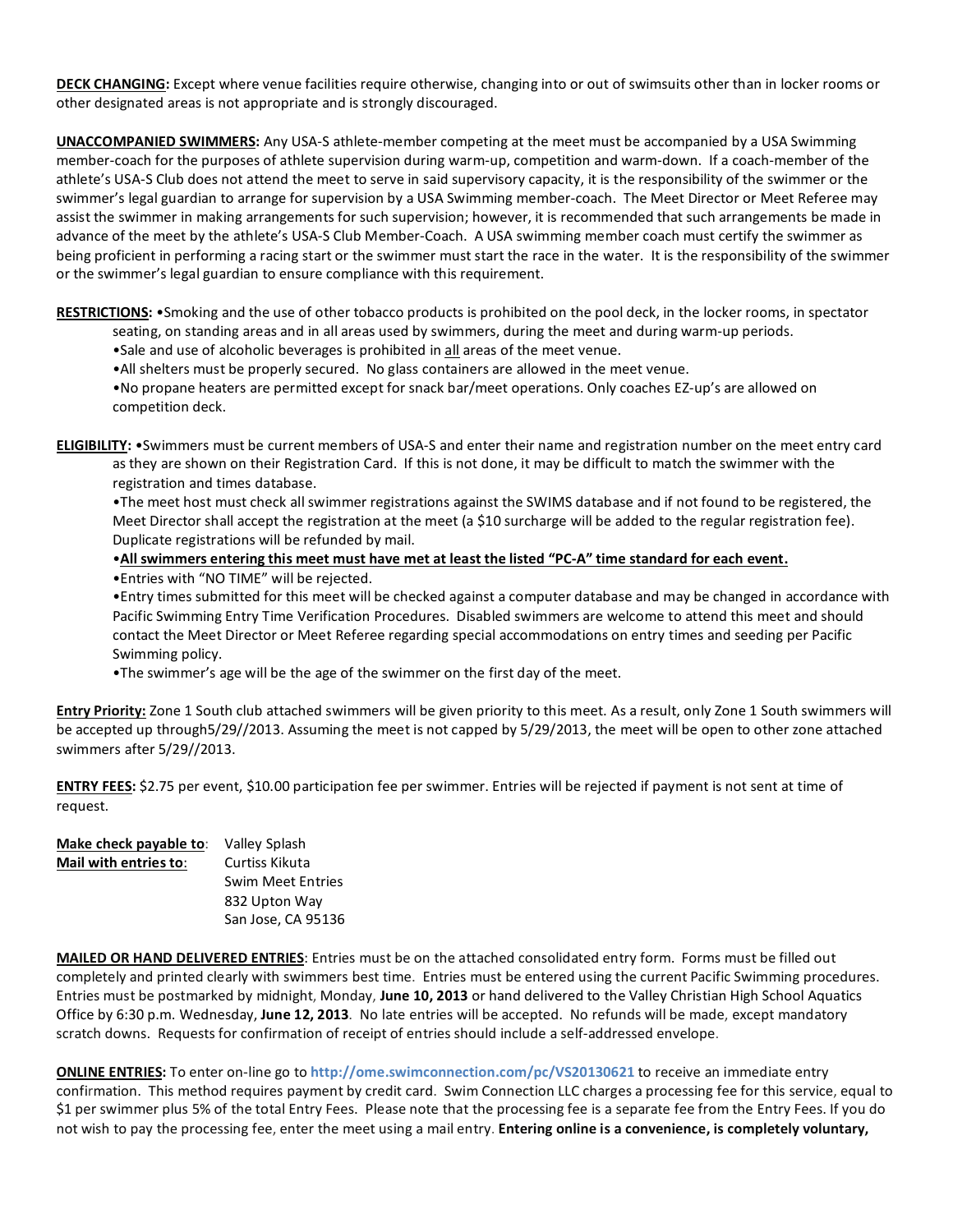**DECK CHANGING:** Except where venue facilities require otherwise, changing into or out of swimsuits other than in locker rooms or other designated areas is not appropriate and is strongly discouraged.

**UNACCOMPANIED SWIMMERS:** Any USA-S athlete-member competing at the meet must be accompanied by a USA Swimming member-coach for the purposes of athlete supervision during warm-up, competition and warm-down. If a coach-member of the athlete's USA-S Club does not attend the meet to serve in said supervisory capacity, it is the responsibility of the swimmer or the swimmer's legal guardian to arrange for supervision by a USA Swimming member-coach. The Meet Director or Meet Referee may assist the swimmer in making arrangements for such supervision; however, it is recommended that such arrangements be made in advance of the meet by the athlete's USA-S Club Member-Coach. A USA swimming member coach must certify the swimmer as being proficient in performing a racing start or the swimmer must start the race in the water. It is the responsibility of the swimmer or the swimmer's legal guardian to ensure compliance with this requirement.

**RESTRICTIONS:** •Smoking and the use of other tobacco products is prohibited on the pool deck, in the locker rooms, in spectator seating, on standing areas and in all areas used by swimmers, during the meet and during warm-up periods.
•Sale and use of alcoholic beverages is prohibited in all areas of the meet venue.
•All shelters must be properly secured. No glass containers are allowed in the meet venue.
•No propane heaters are permitted except for snack bar/meet operations. Only coaches EZ-up's are allowed on competition deck.

**ELIGIBILITY:** •Swimmers must be current members of USA-S and enter their name and registration number on the meet entry card as they are shown on their Registration Card. If this is not done, it may be difficult to match the swimmer with the registration and times database.
•The meet host must check all swimmer registrations against the SWIMS database and if not found to be registered, the Meet Director shall accept the registration at the meet (a $10 surcharge will be added to the regular registration fee). Duplicate registrations will be refunded by mail.
•**All swimmers entering this meet must have met at least the listed "PC-A" time standard for each event.**
•Entries with "NO TIME" will be rejected.
•Entry times submitted for this meet will be checked against a computer database and may be changed in accordance with Pacific Swimming Entry Time Verification Procedures. Disabled swimmers are welcome to attend this meet and should contact the Meet Director or Meet Referee regarding special accommodations on entry times and seeding per Pacific Swimming policy.
•The swimmer's age will be the age of the swimmer on the first day of the meet.

**Entry Priority:** Zone 1 South club attached swimmers will be given priority to this meet. As a result, only Zone 1 South swimmers will be accepted up through5/29//2013. Assuming the meet is not capped by 5/29/2013, the meet will be open to other zone attached swimmers after 5/29//2013.

**ENTRY FEES:** $2.75 per event, $10.00 participation fee per swimmer. Entries will be rejected if payment is not sent at time of request.

**Make check payable to**: Valley Splash
**Mail with entries to**: Curtiss Kikuta
Swim Meet Entries
832 Upton Way
San Jose, CA 95136

**MAILED OR HAND DELIVERED ENTRIES**: Entries must be on the attached consolidated entry form. Forms must be filled out completely and printed clearly with swimmers best time. Entries must be entered using the current Pacific Swimming procedures. Entries must be postmarked by midnight, Monday, **June 10, 2013** or hand delivered to the Valley Christian High School Aquatics Office by 6:30 p.m. Wednesday, **June 12, 2013**. No late entries will be accepted. No refunds will be made, except mandatory scratch downs. Requests for confirmation of receipt of entries should include a self-addressed envelope.

**ONLINE ENTRIES:** To enter on-line go to http://ome.swimconnection.com/pc/VS20130621 to receive an immediate entry confirmation. This method requires payment by credit card. Swim Connection LLC charges a processing fee for this service, equal to $1 per swimmer plus 5% of the total Entry Fees. Please note that the processing fee is a separate fee from the Entry Fees. If you do not wish to pay the processing fee, enter the meet using a mail entry. **Entering online is a convenience, is completely voluntary,**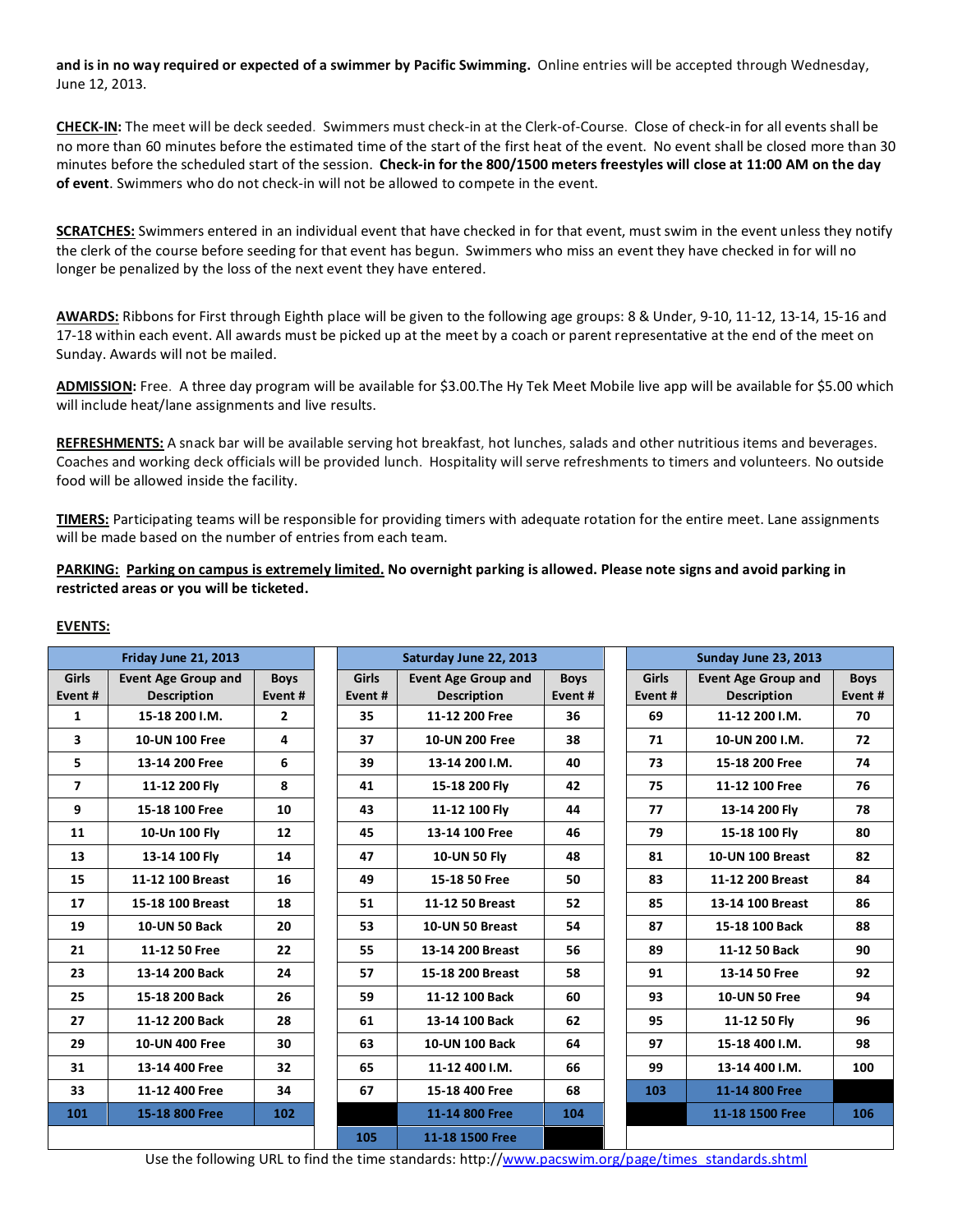**and is in no way required or expected of a swimmer by Pacific Swimming.** Online entries will be accepted through Wednesday, June 12, 2013.

**CHECK-IN:** The meet will be deck seeded. Swimmers must check-in at the Clerk-of-Course. Close of check-in for all events shall be no more than 60 minutes before the estimated time of the start of the first heat of the event. No event shall be closed more than 30 minutes before the scheduled start of the session. **Check-in for the 800/1500 meters freestyles will close at 11:00 AM on the day of event**. Swimmers who do not check-in will not be allowed to compete in the event.

**SCRATCHES:** Swimmers entered in an individual event that have checked in for that event, must swim in the event unless they notify the clerk of the course before seeding for that event has begun. Swimmers who miss an event they have checked in for will no longer be penalized by the loss of the next event they have entered.

**AWARDS:** Ribbons for First through Eighth place will be given to the following age groups: 8 & Under, 9-10, 11-12, 13-14, 15-16 and 17-18 within each event. All awards must be picked up at the meet by a coach or parent representative at the end of the meet on Sunday. Awards will not be mailed.

**ADMISSION:** Free. A three day program will be available for $3.00.The Hy Tek Meet Mobile live app will be available for $5.00 which will include heat/lane assignments and live results.

**REFRESHMENTS:** A snack bar will be available serving hot breakfast, hot lunches, salads and other nutritious items and beverages. Coaches and working deck officials will be provided lunch. Hospitality will serve refreshments to timers and volunteers. No outside food will be allowed inside the facility.

**TIMERS:** Participating teams will be responsible for providing timers with adequate rotation for the entire meet. Lane assignments will be made based on the number of entries from each team.

**PARKING: Parking on campus is extremely limited. No overnight parking is allowed. Please note signs and avoid parking in restricted areas or you will be ticketed.**

**EVENTS:**

| Friday June 21, 2013 | | |
|---|---|---|
| **Girls Event #** | **Event Age Group and Description** | **Boys Event #** |
| 1 | 15-18 200 I.M. | 2 |
| 3 | 10-UN 100 Free | 4 |
| 5 | 13-14 200 Free | 6 |
| 7 | 11-12 200 Fly | 8 |
| 9 | 15-18 100 Free | 10 |
| 11 | 10-Un 100 Fly | 12 |
| 13 | 13-14 100 Fly | 14 |
| 15 | 11-12 100 Breast | 16 |
| 17 | 15-18 100 Breast | 18 |
| 19 | 10-UN 50 Back | 20 |
| 21 | 11-12 50 Free | 22 |
| 23 | 13-14 200 Back | 24 |
| 25 | 15-18 200 Back | 26 |
| 27 | 11-12 200 Back | 28 |
| 29 | 10-UN 400 Free | 30 |
| 31 | 13-14 400 Free | 32 |
| 33 | 11-12 400 Free | 34 |
| 101 | 15-18 800 Free | 102 |

| Saturday June 22, 2013 | | |
|---|---|---|
| **Girls Event #** | **Event Age Group and Description** | **Boys Event #** |
| 35 | 11-12 200 Free | 36 |
| 37 | 10-UN 200 Free | 38 |
| 39 | 13-14 200 I.M. | 40 |
| 41 | 15-18 200 Fly | 42 |
| 43 | 11-12 100 Fly | 44 |
| 45 | 13-14 100 Free | 46 |
| 47 | 10-UN 50 Fly | 48 |
| 49 | 15-18 50 Free | 50 |
| 51 | 11-12 50 Breast | 52 |
| 53 | 10-UN 50 Breast | 54 |
| 55 | 13-14 200 Breast | 56 |
| 57 | 15-18 200 Breast | 58 |
| 59 | 11-12 100 Back | 60 |
| 61 | 13-14 100 Back | 62 |
| 63 | 10-UN 100 Back | 64 |
| 65 | 11-12 400 I.M. | 66 |
| 67 | 15-18 400 Free | 68 |
| | 11-14 800 Free | 104 |
| 105 | 11-18 1500 Free | |

| Sunday June 23, 2013 | | |
|---|---|---|
| **Girls Event #** | **Event Age Group and Description** | **Boys Event #** |
| 69 | 11-12 200 I.M. | 70 |
| 71 | 10-UN 200 I.M. | 72 |
| 73 | 15-18 200 Free | 74 |
| 75 | 11-12 100 Free | 76 |
| 77 | 13-14 200 Fly | 78 |
| 79 | 15-18 100 Fly | 80 |
| 81 | 10-UN 100 Breast | 82 |
| 83 | 11-12 200 Breast | 84 |
| 85 | 13-14 100 Breast | 86 |
| 87 | 15-18 100 Back | 88 |
| 89 | 11-12 50 Back | 90 |
| 91 | 13-14 50 Free | 92 |
| 93 | 10-UN 50 Free | 94 |
| 95 | 11-12 50 Fly | 96 |
| 97 | 15-18 400 I.M. | 98 |
| 99 | 13-14 400 I.M. | 100 |
| 103 | 11-14 800 Free | |
| | 11-18 1500 Free | 106 |

Use the following URL to find the time standards: http://www.pacswim.org/page/times_standards.shtml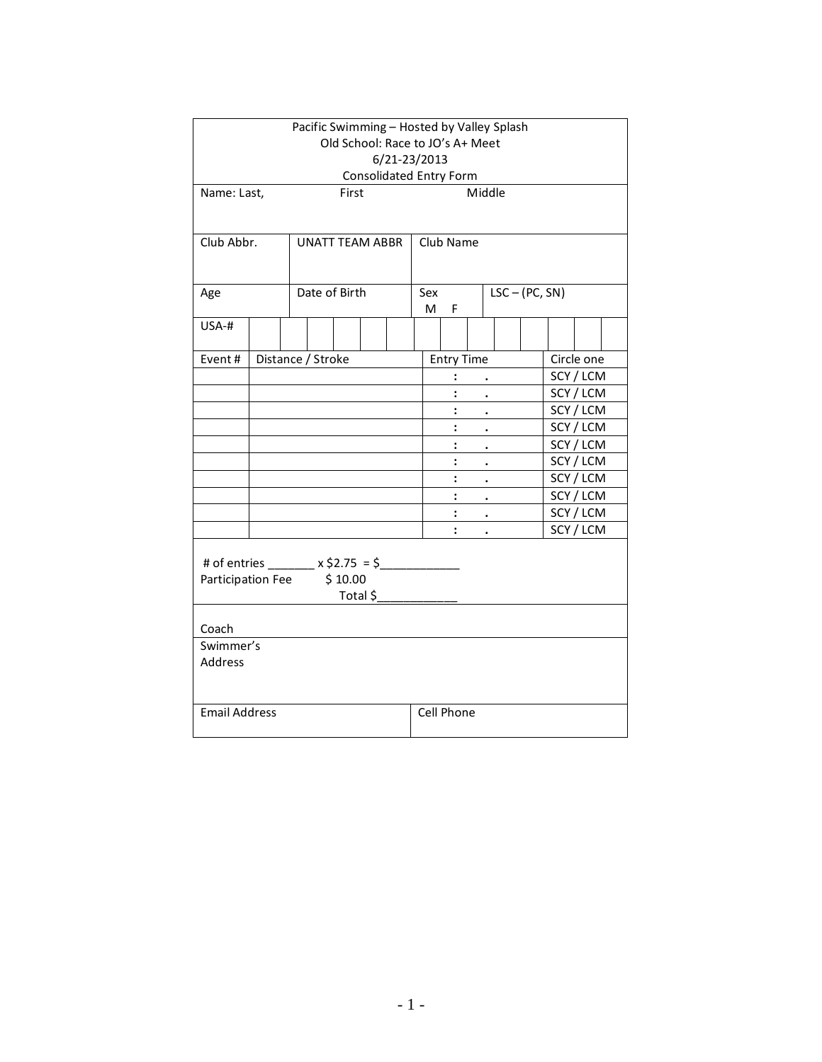Pacific Swimming – Hosted by Valley Splash
Old School: Race to JO's A+ Meet
6/21-23/2013
Consolidated Entry Form

| Name: Last, | First | Middle |
|---|---|---|
| | | |

| Club Abbr. | UNATT TEAM ABBR | Club Name |
|---|---|---|
| | | |

| Age | Date of Birth | Sex M F | LSC – (PC, SN) |
|---|---|---|---|
| | | | |

| USA-# | | | | | | | | | | | | | | |
|---|---|---|---|---|---|---|---|---|---|---|---|---|---|---|
| | | | | | | | | | | | | | | |

| Event # | Distance / Stroke | Entry Time | Circle one |
|---|---|---|---|
| | | : . | SCY / LCM |
| | | : . | SCY / LCM |
| | | : . | SCY / LCM |
| | | : . | SCY / LCM |
| | | : . | SCY / LCM |
| | | : . | SCY / LCM |
| | | : . | SCY / LCM |
| | | : . | SCY / LCM |
| | | : . | SCY / LCM |
| | | : . | SCY / LCM |

# of entries _______ x $2.75 = $___________
Participation Fee $ 10.00
Total $___________

Coach

Swimmer's Address

| Email Address | Cell Phone |
|---|---|
| | |